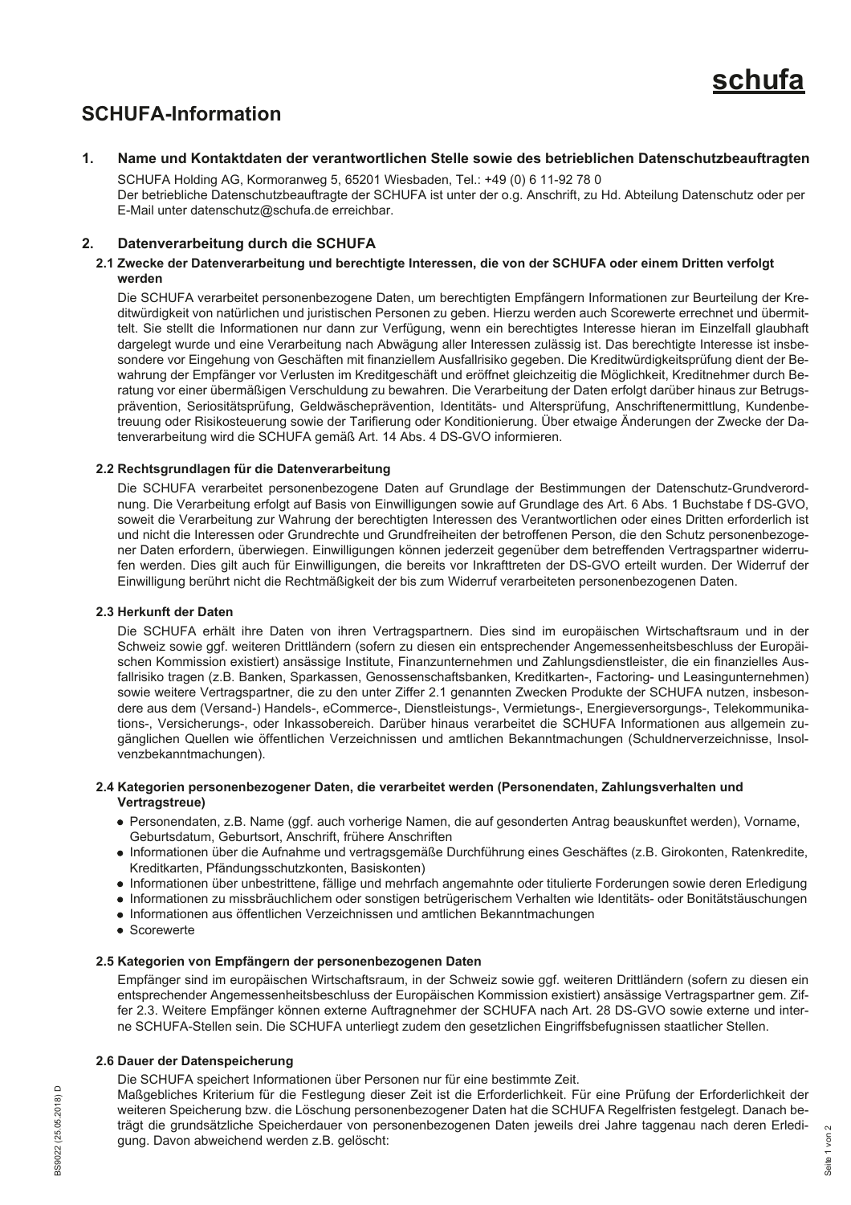# schufa

# SCHUFA-Information

## 1. Name und Kontaktdaten der verantwortlichen Stelle sowie des betrieblichen Datenschutzbeauftragten

SCHUFA Holding AG, Kormoranweg 5, 65201 Wiesbaden, Tel.: +49 (0) 6 11-92 78 0
Der betriebliche Datenschutzbeauftragte der SCHUFA ist unter der o.g. Anschrift, zu Hd. Abteilung Datenschutz oder per E-Mail unter datenschutz@schufa.de erreichbar.

## 2. Datenverarbeitung durch die SCHUFA

### 2.1 Zwecke der Datenverarbeitung und berechtigte Interessen, die von der SCHUFA oder einem Dritten verfolgt werden

Die SCHUFA verarbeitet personenbezogene Daten, um berechtigten Empfängern Informationen zur Beurteilung der Kreditwürdigkeit von natürlichen und juristischen Personen zu geben. Hierzu werden auch Scorewerte errechnet und übermittelt. Sie stellt die Informationen nur dann zur Verfügung, wenn ein berechtigtes Interesse hieran im Einzelfall glaubhaft dargelegt wurde und eine Verarbeitung nach Abwägung aller Interessen zulässig ist. Das berechtigte Interesse ist insbesondere vor Eingehung von Geschäften mit finanziellem Ausfallrisiko gegeben. Die Kreditwürdigkeitsprüfung dient der Bewahrung der Empfänger vor Verlusten im Kreditgeschäft und eröffnet gleichzeitig die Möglichkeit, Kreditnehmer durch Beratung vor einer übermäßigen Verschuldung zu bewahren. Die Verarbeitung der Daten erfolgt darüber hinaus zur Betrugsprävention, Seriositätsprüfung, Geldwäscheprävention, Identitäts- und Altersprüfung, Anschriftenermittlung, Kundenbetreuung oder Risikosteuerung sowie der Tarifierung oder Konditionierung. Über etwaige Änderungen der Zwecke der Datenverarbeitung wird die SCHUFA gemäß Art. 14 Abs. 4 DS-GVO informieren.

### 2.2 Rechtsgrundlagen für die Datenverarbeitung

Die SCHUFA verarbeitet personenbezogene Daten auf Grundlage der Bestimmungen der Datenschutz-Grundverordnung. Die Verarbeitung erfolgt auf Basis von Einwilligungen sowie auf Grundlage des Art. 6 Abs. 1 Buchstabe f DS-GVO, soweit die Verarbeitung zur Wahrung der berechtigten Interessen des Verantwortlichen oder eines Dritten erforderlich ist und nicht die Interessen oder Grundrechte und Grundfreiheiten der betroffenen Person, die den Schutz personenbezogener Daten erfordern, überwiegen. Einwilligungen können jederzeit gegenüber dem betreffenden Vertragspartner widerrufen werden. Dies gilt auch für Einwilligungen, die bereits vor Inkrafttreten der DS-GVO erteilt wurden. Der Widerruf der Einwilligung berührt nicht die Rechtmäßigkeit der bis zum Widerruf verarbeiteten personenbezogenen Daten.

### 2.3 Herkunft der Daten

Die SCHUFA erhält ihre Daten von ihren Vertragspartnern. Dies sind im europäischen Wirtschaftsraum und in der Schweiz sowie ggf. weiteren Drittländern (sofern zu diesen ein entsprechender Angemessenheitsbeschluss der Europäischen Kommission existiert) ansässige Institute, Finanzunternehmen und Zahlungsdienstleister, die ein finanzielles Ausfallrisiko tragen (z.B. Banken, Sparkassen, Genossenschaftsbanken, Kreditkarten-, Factoring- und Leasingunternehmen) sowie weitere Vertragspartner, die zu den unter Ziffer 2.1 genannten Zwecken Produkte der SCHUFA nutzen, insbesondere aus dem (Versand-) Handels-, eCommerce-, Dienstleistungs-, Vermietungs-, Energieversorgungs-, Telekommunikations-, Versicherungs-, oder Inkassobereich. Darüber hinaus verarbeitet die SCHUFA Informationen aus allgemein zugänglichen Quellen wie öffentlichen Verzeichnissen und amtlichen Bekanntmachungen (Schuldnerverzeichnisse, Insolvenzbekanntmachungen).

### 2.4 Kategorien personenbezogener Daten, die verarbeitet werden (Personendaten, Zahlungsverhalten und Vertragstreue)

- Personendaten, z.B. Name (ggf. auch vorherige Namen, die auf gesonderten Antrag beauskunftet werden), Vorname, Geburtsdatum, Geburtsort, Anschrift, frühere Anschriften
- Informationen über die Aufnahme und vertragsgemäße Durchführung eines Geschäftes (z.B. Girokonten, Ratenkredite, Kreditkarten, Pfändungsschutzkonten, Basiskonten)
- Informationen über unbestrittene, fällige und mehrfach angemahnte oder titulierte Forderungen sowie deren Erledigung
- Informationen zu missbräuchlichem oder sonstigen betrügerischem Verhalten wie Identitäts- oder Bonitätstäuschungen
- Informationen aus öffentlichen Verzeichnissen und amtlichen Bekanntmachungen
- Scorewerte

### 2.5 Kategorien von Empfängern der personenbezogenen Daten

Empfänger sind im europäischen Wirtschaftsraum, in der Schweiz sowie ggf. weiteren Drittländern (sofern zu diesen ein entsprechender Angemessenheitsbeschluss der Europäischen Kommission existiert) ansässige Vertragspartner gem. Ziffer 2.3. Weitere Empfänger können externe Auftragnehmer der SCHUFA nach Art. 28 DS-GVO sowie externe und interne SCHUFA-Stellen sein. Die SCHUFA unterliegt zudem den gesetzlichen Eingriffsbefugnissen staatlicher Stellen.

### 2.6 Dauer der Datenspeicherung

Die SCHUFA speichert Informationen über Personen nur für eine bestimmte Zeit.
Maßgebliches Kriterium für die Festlegung dieser Zeit ist die Erforderlichkeit. Für eine Prüfung der Erforderlichkeit der weiteren Speicherung bzw. die Löschung personenbezogener Daten hat die SCHUFA Regelfristen festgelegt. Danach beträgt die grundsätzliche Speicherdauer von personenbezogenen Daten jeweils drei Jahre taggenau nach deren Erledigung. Davon abweichend werden z.B. gelöscht: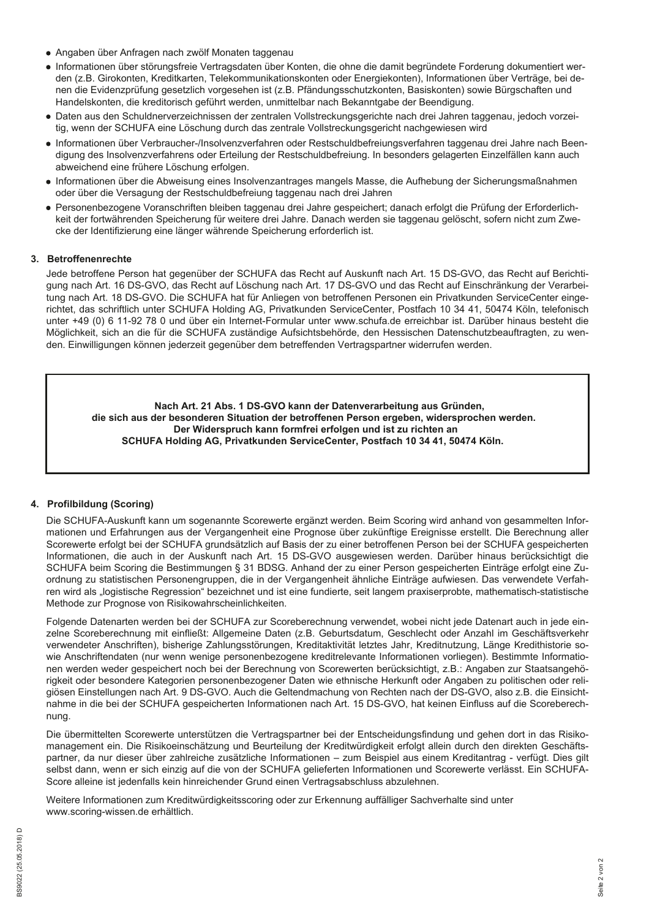- Angaben über Anfragen nach zwölf Monaten taggenau
- Informationen über störungsfreie Vertragsdaten über Konten, die ohne die damit begründete Forderung dokumentiert werden (z.B. Girokonten, Kreditkarten, Telekommunikationskonten oder Energiekonten), Informationen über Verträge, bei denen die Evidenzprüfung gesetzlich vorgesehen ist (z.B. Pfändungsschutzkonten, Basiskonten) sowie Bürgschaften und Handelskonten, die kreditorisch geführt werden, unmittelbar nach Bekanntgabe der Beendigung.
- Daten aus den Schuldnerverzeichnissen der zentralen Vollstreckungsgerichte nach drei Jahren taggenau, jedoch vorzeitig, wenn der SCHUFA eine Löschung durch das zentrale Vollstreckungsgericht nachgewiesen wird
- Informationen über Verbraucher-/Insolvenzverfahren oder Restschuldbefreiungsverfahren taggenau drei Jahre nach Beendigung des Insolvenzverfahrens oder Erteilung der Restschuldbefreiung. In besonders gelagerten Einzelfällen kann auch abweichend eine frühere Löschung erfolgen.
- Informationen über die Abweisung eines Insolvenzantrages mangels Masse, die Aufhebung der Sicherungsmaßnahmen oder über die Versagung der Restschuldbefreiung taggenau nach drei Jahren
- Personenbezogene Voranschriften bleiben taggenau drei Jahre gespeichert; danach erfolgt die Prüfung der Erforderlichkeit der fortwährenden Speicherung für weitere drei Jahre. Danach werden sie taggenau gelöscht, sofern nicht zum Zwecke der Identifizierung eine länger währende Speicherung erforderlich ist.

## 3. Betroffenenrechte

Jede betroffene Person hat gegenüber der SCHUFA das Recht auf Auskunft nach Art. 15 DS-GVO, das Recht auf Berichtigung nach Art. 16 DS-GVO, das Recht auf Löschung nach Art. 17 DS-GVO und das Recht auf Einschränkung der Verarbeitung nach Art. 18 DS-GVO. Die SCHUFA hat für Anliegen von betroffenen Personen ein Privatkunden ServiceCenter eingerichtet, das schriftlich unter SCHUFA Holding AG, Privatkunden ServiceCenter, Postfach 10 34 41, 50474 Köln, telefonisch unter +49 (0) 6 11-92 78 0 und über ein Internet-Formular unter www.schufa.de erreichbar ist. Darüber hinaus besteht die Möglichkeit, sich an die für die SCHUFA zuständige Aufsichtsbehörde, den Hessischen Datenschutzbeauftragten, zu wenden. Einwilligungen können jederzeit gegenüber dem betreffenden Vertragspartner widerrufen werden.

**Nach Art. 21 Abs. 1 DS-GVO kann der Datenverarbeitung aus Gründen, die sich aus der besonderen Situation der betroffenen Person ergeben, widersprochen werden. Der Widerspruch kann formfrei erfolgen und ist zu richten an SCHUFA Holding AG, Privatkunden ServiceCenter, Postfach 10 34 41, 50474 Köln.**

## 4. Profilbildung (Scoring)

Die SCHUFA-Auskunft kann um sogenannte Scorewerte ergänzt werden. Beim Scoring wird anhand von gesammelten Informationen und Erfahrungen aus der Vergangenheit eine Prognose über zukünftige Ereignisse erstellt. Die Berechnung aller Scorewerte erfolgt bei der SCHUFA grundsätzlich auf Basis der zu einer betroffenen Person bei der SCHUFA gespeicherten Informationen, die auch in der Auskunft nach Art. 15 DS-GVO ausgewiesen werden. Darüber hinaus berücksichtigt die SCHUFA beim Scoring die Bestimmungen § 31 BDSG. Anhand der zu einer Person gespeicherten Einträge erfolgt eine Zuordnung zu statistischen Personengruppen, die in der Vergangenheit ähnliche Einträge aufwiesen. Das verwendete Verfahren wird als „logistische Regression" bezeichnet und ist eine fundierte, seit langem praxiserprobte, mathematisch-statistische Methode zur Prognose von Risikowahrscheinlichkeiten.

Folgende Datenarten werden bei der SCHUFA zur Scoreberechnung verwendet, wobei nicht jede Datenart auch in jede einzelne Scoreberechnung mit einfließt: Allgemeine Daten (z.B. Geburtsdatum, Geschlecht oder Anzahl im Geschäftsverkehr verwendeter Anschriften), bisherige Zahlungsstörungen, Kreditaktivität letztes Jahr, Kreditnutzung, Länge Kredithistorie sowie Anschriftendaten (nur wenn wenige personenbezogene kreditrelevante Informationen vorliegen). Bestimmte Informationen werden weder gespeichert noch bei der Berechnung von Scorewerten berücksichtigt, z.B.: Angaben zur Staatsangehörigkeit oder besondere Kategorien personenbezogener Daten wie ethnische Herkunft oder Angaben zu politischen oder religiösen Einstellungen nach Art. 9 DS-GVO. Auch die Geltendmachung von Rechten nach der DS-GVO, also z.B. die Einsichtnahme in die bei der SCHUFA gespeicherten Informationen nach Art. 15 DS-GVO, hat keinen Einfluss auf die Scoreberechnung.

Die übermittelten Scorewerte unterstützen die Vertragspartner bei der Entscheidungsfindung und gehen dort in das Risikomanagement ein. Die Risikoeinschätzung und Beurteilung der Kreditwürdigkeit erfolgt allein durch den direkten Geschäftspartner, da nur dieser über zahlreiche zusätzliche Informationen – zum Beispiel aus einem Kreditantrag - verfügt. Dies gilt selbst dann, wenn er sich einzig auf die von der SCHUFA gelieferten Informationen und Scorewerte verlässt. Ein SCHUFA-Score alleine ist jedenfalls kein hinreichender Grund einen Vertragsabschluss abzulehnen.

Weitere Informationen zum Kreditwürdigkeitsscoring oder zur Erkennung auffälliger Sachverhalte sind unter www.scoring-wissen.de erhältlich.

BS9022 (25.05.2018) D